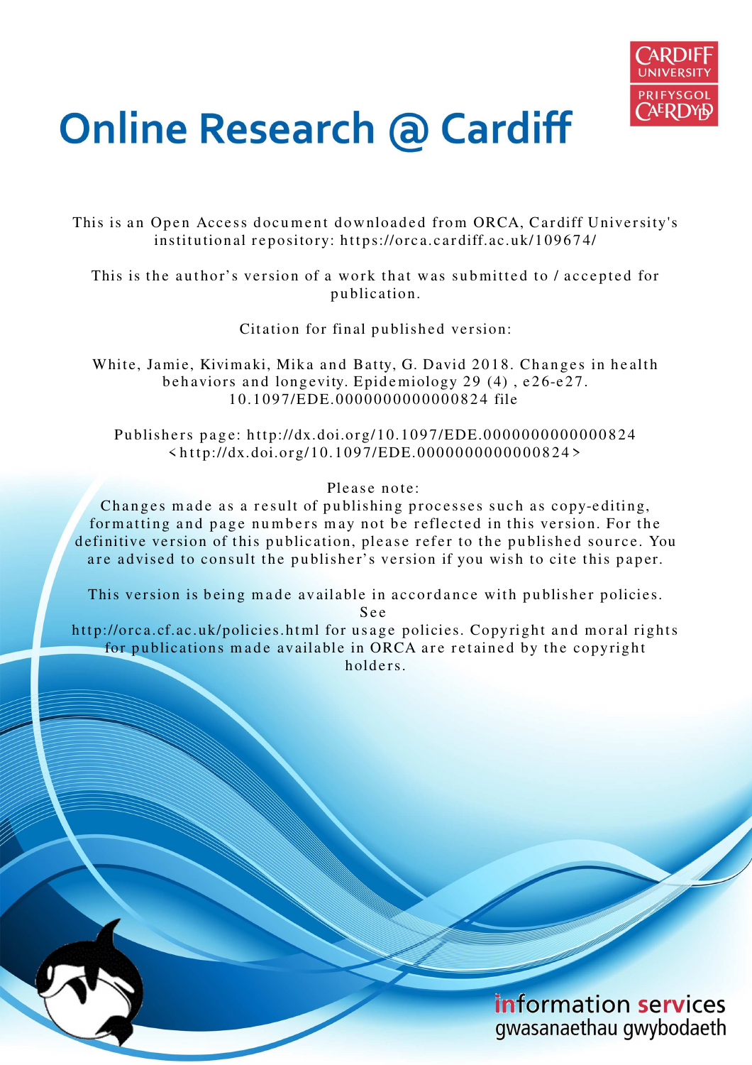# Online Research @ Cardiff

This is an Open Access document downloaded from ORCA, Cardiff University's institutional repository: https://orca.cardiff.ac.uk/109674/

This is the author's version of a work that was submitted to / accepted for publication.

Citation for final published version:

White, Jamie, Kivimaki, Mika and Batty, G. David 2018. Changes in health behaviors and longevity. Epidemiology 29 (4) , e26-e27. 10.1097/EDE.0000000000000824 file

Publishers page: http://dx.doi.org/10.1097/EDE.0000000000000824 <http://dx.doi.org/10.1097/EDE.0000000000000824>

Please note:
Changes made as a result of publishing processes such as copy-editing, formatting and page numbers may not be reflected in this version. For the definitive version of this publication, please refer to the published source. You are advised to consult the publisher's version if you wish to cite this paper.

This version is being made available in accordance with publisher policies. See http://orca.cf.ac.uk/policies.html for usage policies. Copyright and moral rights for publications made available in ORCA are retained by the copyright holders.

information services
gwasanaethau gwybodaeth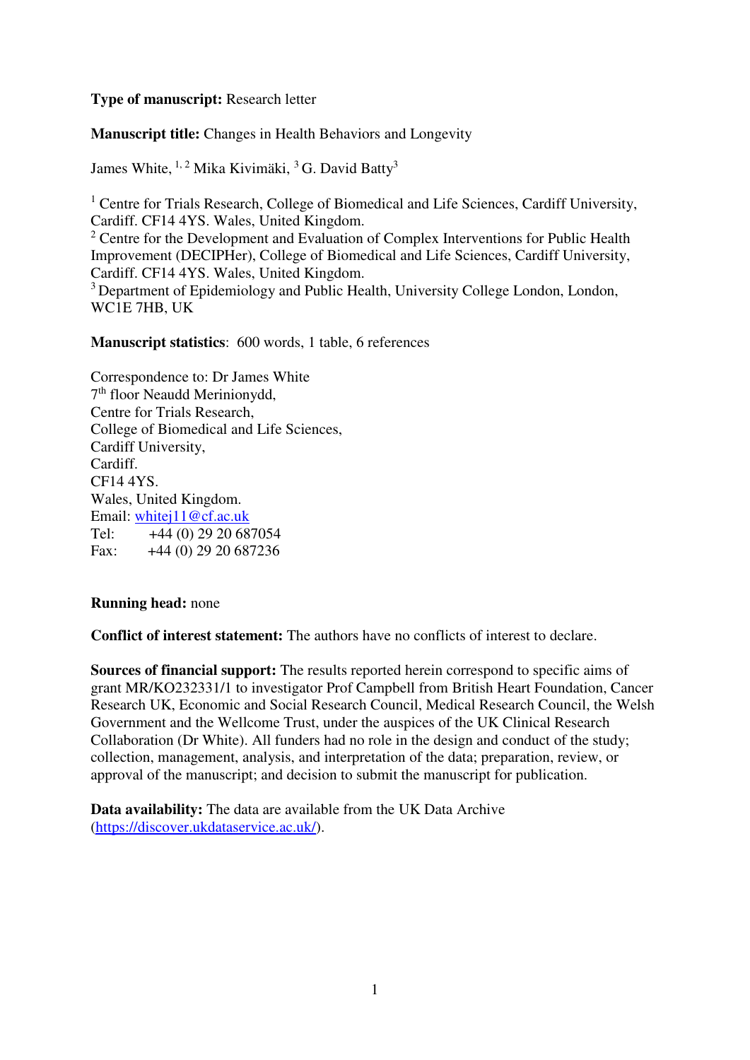**Type of manuscript:** Research letter

**Manuscript title:** Changes in Health Behaviors and Longevity

James White, [1, 2] Mika Kivimäki, [3] G. David Batty[3]

[1] Centre for Trials Research, College of Biomedical and Life Sciences, Cardiff University, Cardiff. CF14 4YS. Wales, United Kingdom.
[2] Centre for the Development and Evaluation of Complex Interventions for Public Health Improvement (DECIPHer), College of Biomedical and Life Sciences, Cardiff University, Cardiff. CF14 4YS. Wales, United Kingdom.
[3] Department of Epidemiology and Public Health, University College London, London, WC1E 7HB, UK

**Manuscript statistics**: 600 words, 1 table, 6 references

Correspondence to: Dr James White
7th floor Neaudd Merinionydd,
Centre for Trials Research,
College of Biomedical and Life Sciences,
Cardiff University,
Cardiff.
CF14 4YS.
Wales, United Kingdom.
Email: whitej11@cf.ac.uk
Tel: +44 (0) 29 20 687054
Fax: +44 (0) 29 20 687236

**Running head:** none

**Conflict of interest statement:** The authors have no conflicts of interest to declare.

**Sources of financial support:** The results reported herein correspond to specific aims of grant MR/KO232331/1 to investigator Prof Campbell from British Heart Foundation, Cancer Research UK, Economic and Social Research Council, Medical Research Council, the Welsh Government and the Wellcome Trust, under the auspices of the UK Clinical Research Collaboration (Dr White). All funders had no role in the design and conduct of the study; collection, management, analysis, and interpretation of the data; preparation, review, or approval of the manuscript; and decision to submit the manuscript for publication.

**Data availability:** The data are available from the UK Data Archive (https://discover.ukdataservice.ac.uk/).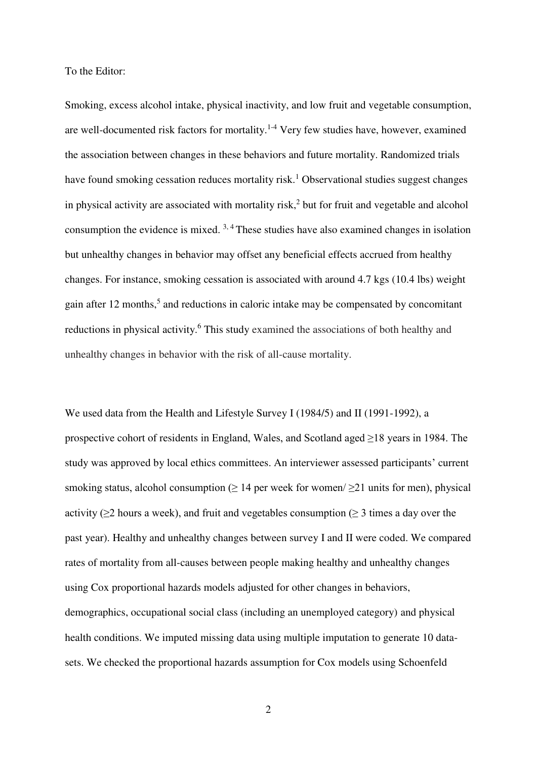To the Editor:

Smoking, excess alcohol intake, physical inactivity, and low fruit and vegetable consumption, are well-documented risk factors for mortality.[1-4] Very few studies have, however, examined the association between changes in these behaviors and future mortality. Randomized trials have found smoking cessation reduces mortality risk.[1] Observational studies suggest changes in physical activity are associated with mortality risk,[2] but for fruit and vegetable and alcohol consumption the evidence is mixed. [3, 4] These studies have also examined changes in isolation but unhealthy changes in behavior may offset any beneficial effects accrued from healthy changes. For instance, smoking cessation is associated with around 4.7 kgs (10.4 lbs) weight gain after 12 months,[5] and reductions in caloric intake may be compensated by concomitant reductions in physical activity.[6] This study examined the associations of both healthy and unhealthy changes in behavior with the risk of all-cause mortality.

We used data from the Health and Lifestyle Survey I (1984/5) and II (1991-1992), a prospective cohort of residents in England, Wales, and Scotland aged ≥18 years in 1984. The study was approved by local ethics committees. An interviewer assessed participants' current smoking status, alcohol consumption (≥ 14 per week for women/ ≥21 units for men), physical activity (≥2 hours a week), and fruit and vegetables consumption (≥ 3 times a day over the past year). Healthy and unhealthy changes between survey I and II were coded. We compared rates of mortality from all-causes between people making healthy and unhealthy changes using Cox proportional hazards models adjusted for other changes in behaviors, demographics, occupational social class (including an unemployed category) and physical health conditions. We imputed missing data using multiple imputation to generate 10 data-sets. We checked the proportional hazards assumption for Cox models using Schoenfeld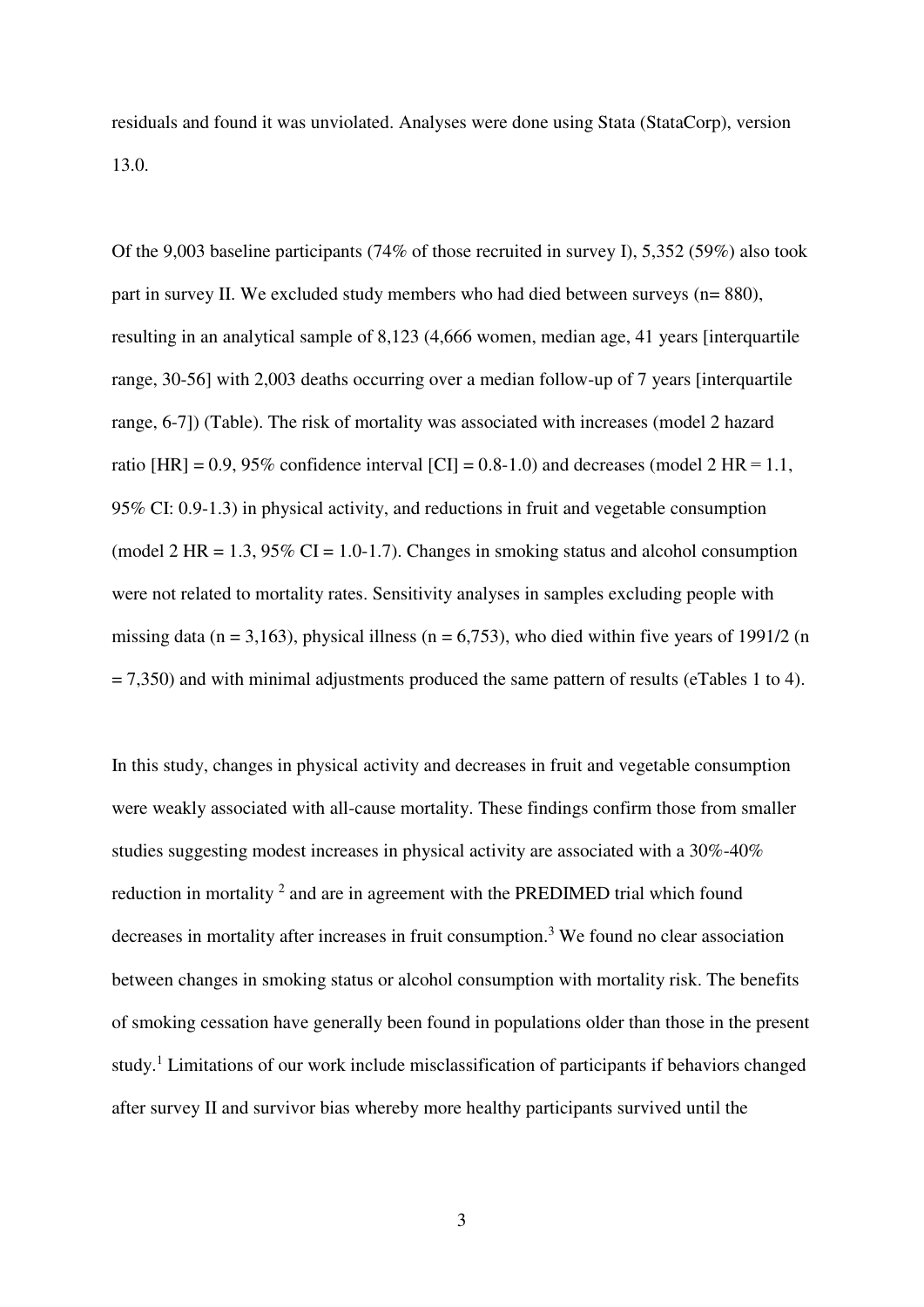residuals and found it was unviolated. Analyses were done using Stata (StataCorp), version 13.0.

Of the 9,003 baseline participants (74% of those recruited in survey I), 5,352 (59%) also took part in survey II. We excluded study members who had died between surveys (n= 880), resulting in an analytical sample of 8,123 (4,666 women, median age, 41 years [interquartile range, 30-56] with 2,003 deaths occurring over a median follow-up of 7 years [interquartile range, 6-7]) (Table). The risk of mortality was associated with increases (model 2 hazard ratio [HR] = 0.9, 95% confidence interval [CI] = 0.8-1.0) and decreases (model 2 HR = 1.1, 95% CI: 0.9-1.3) in physical activity, and reductions in fruit and vegetable consumption (model 2 HR = 1.3, 95% CI = 1.0-1.7). Changes in smoking status and alcohol consumption were not related to mortality rates. Sensitivity analyses in samples excluding people with missing data (n = 3,163), physical illness (n = 6,753), who died within five years of 1991/2 (n = 7,350) and with minimal adjustments produced the same pattern of results (eTables 1 to 4).

In this study, changes in physical activity and decreases in fruit and vegetable consumption were weakly associated with all-cause mortality. These findings confirm those from smaller studies suggesting modest increases in physical activity are associated with a 30%-40% reduction in mortality [2] and are in agreement with the PREDIMED trial which found decreases in mortality after increases in fruit consumption.[3] We found no clear association between changes in smoking status or alcohol consumption with mortality risk. The benefits of smoking cessation have generally been found in populations older than those in the present study.[1] Limitations of our work include misclassification of participants if behaviors changed after survey II and survivor bias whereby more healthy participants survived until the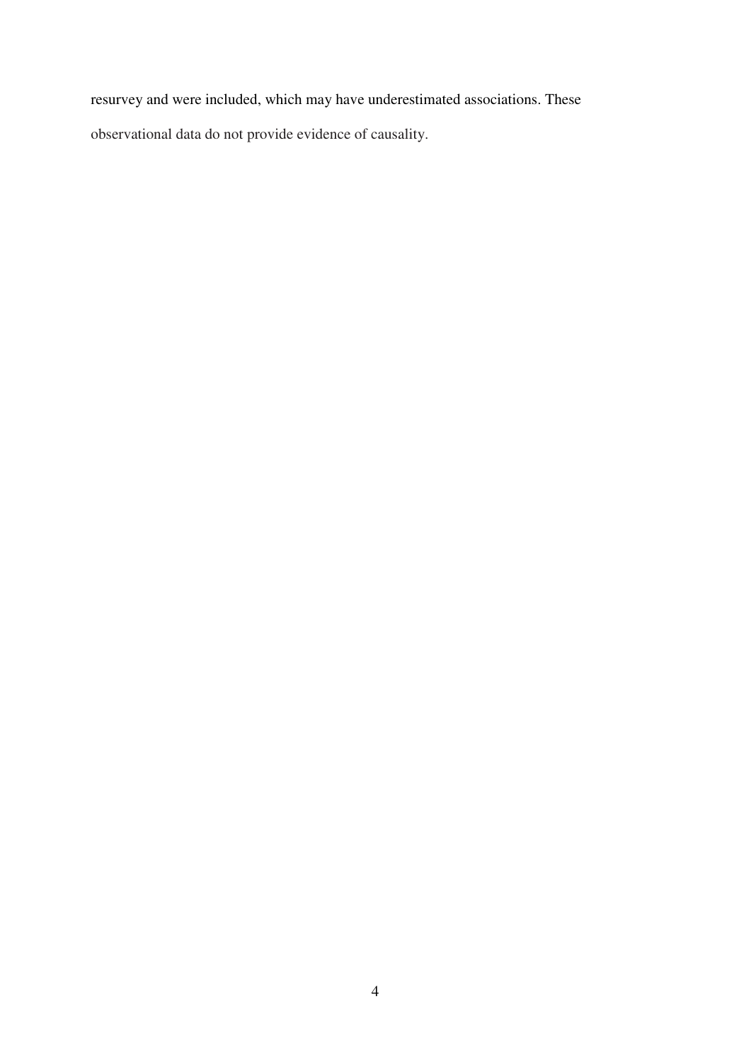resurvey and were included, which may have underestimated associations. These observational data do not provide evidence of causality.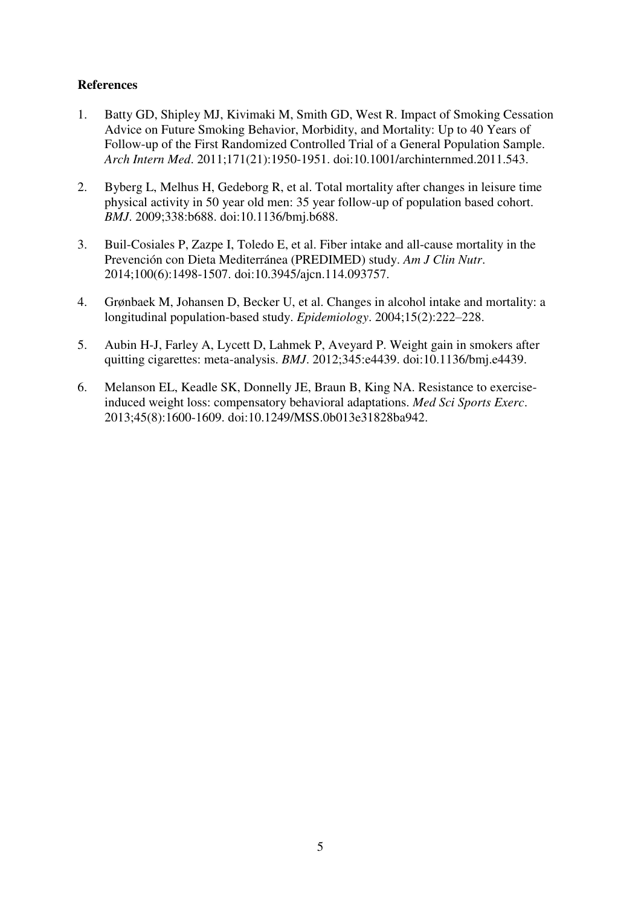**References**

1. Batty GD, Shipley MJ, Kivimaki M, Smith GD, West R. Impact of Smoking Cessation Advice on Future Smoking Behavior, Morbidity, and Mortality: Up to 40 Years of Follow-up of the First Randomized Controlled Trial of a General Population Sample. *Arch Intern Med*. 2011;171(21):1950-1951. doi:10.1001/archinternmed.2011.543.

2. Byberg L, Melhus H, Gedeborg R, et al. Total mortality after changes in leisure time physical activity in 50 year old men: 35 year follow-up of population based cohort. *BMJ*. 2009;338:b688. doi:10.1136/bmj.b688.

3. Buil-Cosiales P, Zazpe I, Toledo E, et al. Fiber intake and all-cause mortality in the Prevención con Dieta Mediterránea (PREDIMED) study. *Am J Clin Nutr*. 2014;100(6):1498-1507. doi:10.3945/ajcn.114.093757.

4. Grønbaek M, Johansen D, Becker U, et al. Changes in alcohol intake and mortality: a longitudinal population-based study. *Epidemiology*. 2004;15(2):222–228.

5. Aubin H-J, Farley A, Lycett D, Lahmek P, Aveyard P. Weight gain in smokers after quitting cigarettes: meta-analysis. *BMJ*. 2012;345:e4439. doi:10.1136/bmj.e4439.

6. Melanson EL, Keadle SK, Donnelly JE, Braun B, King NA. Resistance to exercise-induced weight loss: compensatory behavioral adaptations. *Med Sci Sports Exerc*. 2013;45(8):1600-1609. doi:10.1249/MSS.0b013e31828ba942.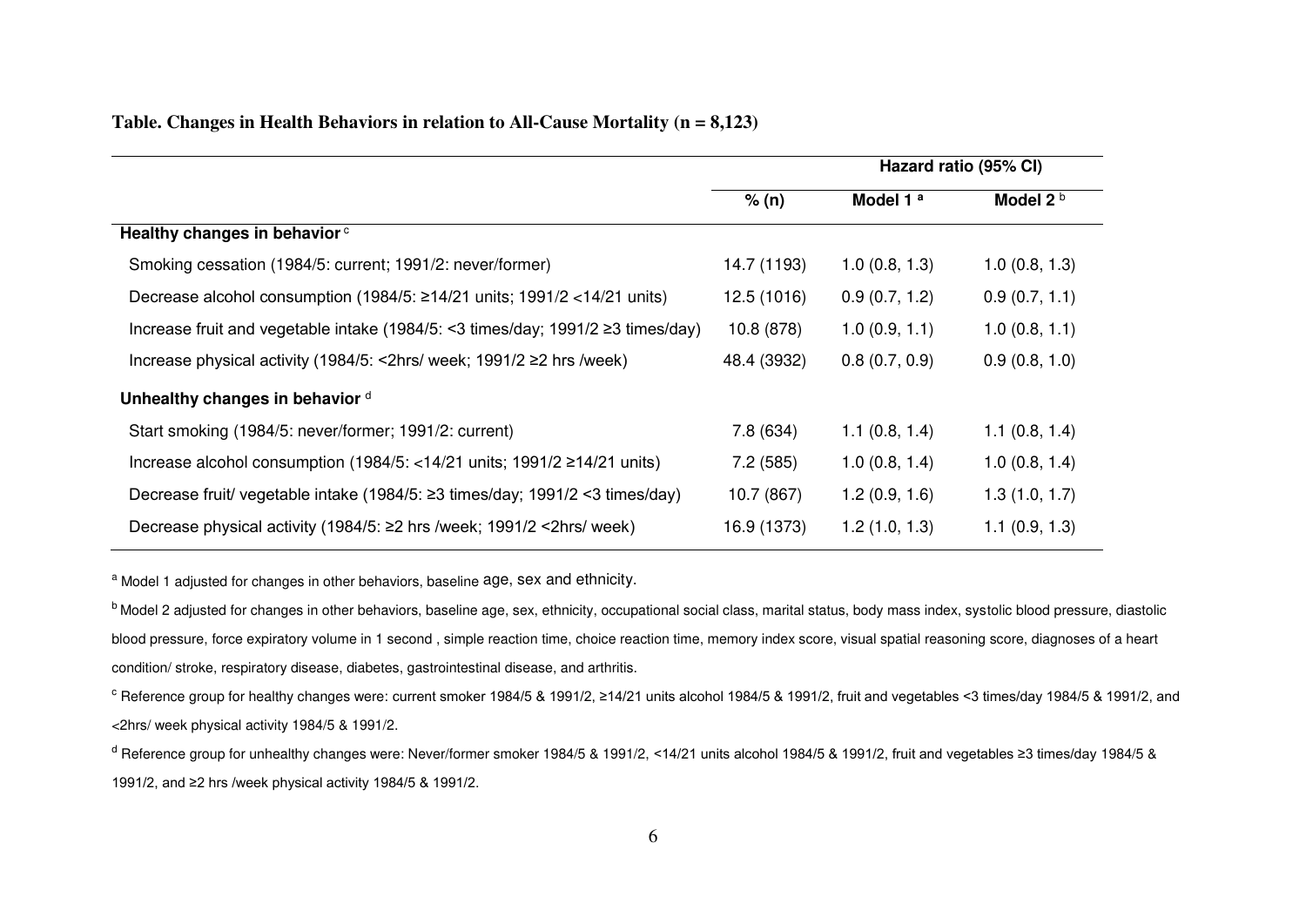**Table. Changes in Health Behaviors in relation to All-Cause Mortality (n = 8,123)**

| | | Hazard ratio (95% CI) | |
|---|---|---|---|
| | % (n) | Model 1 [a] | Model 2 [b] |
| **Healthy changes in behavior** [c] | | | |
| Smoking cessation (1984/5: current; 1991/2: never/former) | 14.7 (1193) | 1.0 (0.8, 1.3) | 1.0 (0.8, 1.3) |
| Decrease alcohol consumption (1984/5: ≥14/21 units; 1991/2 <14/21 units) | 12.5 (1016) | 0.9 (0.7, 1.2) | 0.9 (0.7, 1.1) |
| Increase fruit and vegetable intake (1984/5: <3 times/day; 1991/2 ≥3 times/day) | 10.8 (878) | 1.0 (0.9, 1.1) | 1.0 (0.8, 1.1) |
| Increase physical activity (1984/5: <2hrs/ week; 1991/2 ≥2 hrs /week) | 48.4 (3932) | 0.8 (0.7, 0.9) | 0.9 (0.8, 1.0) |
| **Unhealthy changes in behavior** [d] | | | |
| Start smoking (1984/5: never/former; 1991/2: current) | 7.8 (634) | 1.1 (0.8, 1.4) | 1.1 (0.8, 1.4) |
| Increase alcohol consumption (1984/5: <14/21 units; 1991/2 ≥14/21 units) | 7.2 (585) | 1.0 (0.8, 1.4) | 1.0 (0.8, 1.4) |
| Decrease fruit/ vegetable intake (1984/5: ≥3 times/day; 1991/2 <3 times/day) | 10.7 (867) | 1.2 (0.9, 1.6) | 1.3 (1.0, 1.7) |
| Decrease physical activity (1984/5: ≥2 hrs /week; 1991/2 <2hrs/ week) | 16.9 (1373) | 1.2 (1.0, 1.3) | 1.1 (0.9, 1.3) |

[a] Model 1 adjusted for changes in other behaviors, baseline age, sex and ethnicity.

[b] Model 2 adjusted for changes in other behaviors, baseline age, sex, ethnicity, occupational social class, marital status, body mass index, systolic blood pressure, diastolic blood pressure, force expiratory volume in 1 second , simple reaction time, choice reaction time, memory index score, visual spatial reasoning score, diagnoses of a heart condition/ stroke, respiratory disease, diabetes, gastrointestinal disease, and arthritis.

[c] Reference group for healthy changes were: current smoker 1984/5 & 1991/2, ≥14/21 units alcohol 1984/5 & 1991/2, fruit and vegetables <3 times/day 1984/5 & 1991/2, and <2hrs/ week physical activity 1984/5 & 1991/2.

[d] Reference group for unhealthy changes were: Never/former smoker 1984/5 & 1991/2, <14/21 units alcohol 1984/5 & 1991/2, fruit and vegetables ≥3 times/day 1984/5 & 1991/2, and ≥2 hrs /week physical activity 1984/5 & 1991/2.